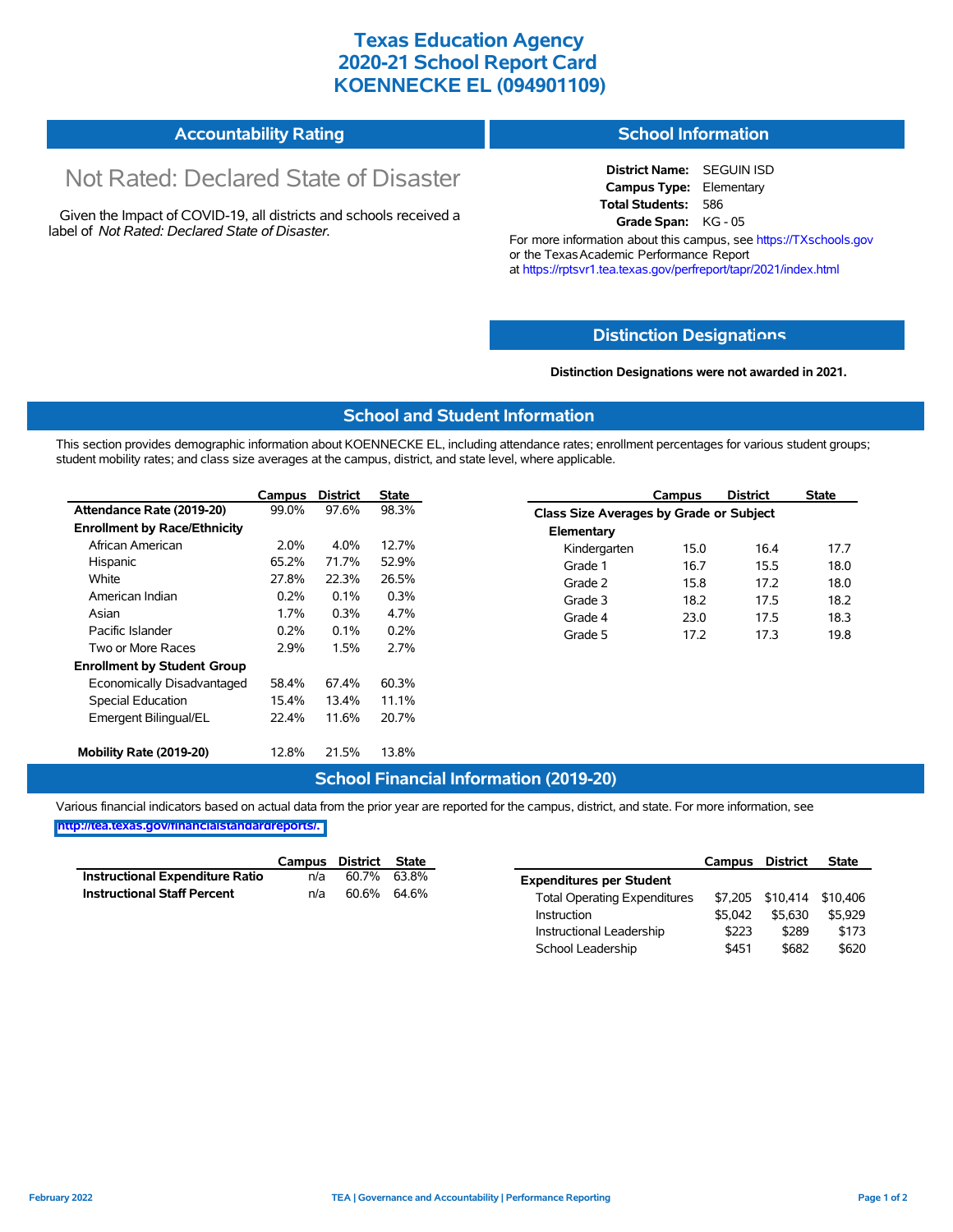# Texas Education Agency
# 2020-21 School Report Card
# KOENNECKE EL (094901109)

## Accountability Rating

Not Rated: Declared State of Disaster

Given the Impact of COVID-19, all districts and schools received a label of *Not Rated: Declared State of Disaster*.

## School Information

**District Name:** SEGUIN ISD
**Campus Type:** Elementary
**Total Students:** 586
**Grade Span:** KG - 05

For more information about this campus, see https://TXschools.gov or the Texas Academic Performance Report at https://rptsvr1.tea.texas.gov/perfreport/tapr/2021/index.html

## Distinction Designations

**Distinction Designations were not awarded in 2021.**

## School and Student Information

This section provides demographic information about KOENNECKE EL, including attendance rates; enrollment percentages for various student groups; student mobility rates; and class size averages at the campus, district, and state level, where applicable.

| | Campus | District | State |
|---|---|---|---|
| **Attendance Rate (2019-20)** | 99.0% | 97.6% | 98.3% |
| **Enrollment by Race/Ethnicity** | | | |
| African American | 2.0% | 4.0% | 12.7% |
| Hispanic | 65.2% | 71.7% | 52.9% |
| White | 27.8% | 22.3% | 26.5% |
| American Indian | 0.2% | 0.1% | 0.3% |
| Asian | 1.7% | 0.3% | 4.7% |
| Pacific Islander | 0.2% | 0.1% | 0.2% |
| Two or More Races | 2.9% | 1.5% | 2.7% |
| **Enrollment by Student Group** | | | |
| Economically Disadvantaged | 58.4% | 67.4% | 60.3% |
| Special Education | 15.4% | 13.4% | 11.1% |
| Emergent Bilingual/EL | 22.4% | 11.6% | 20.7% |
| **Mobility Rate (2019-20)** | 12.8% | 21.5% | 13.8% |

| | Campus | District | State |
|---|---|---|---|
| **Class Size Averages by Grade or Subject** | | | |
| **Elementary** | | | |
| Kindergarten | 15.0 | 16.4 | 17.7 |
| Grade 1 | 16.7 | 15.5 | 18.0 |
| Grade 2 | 15.8 | 17.2 | 18.0 |
| Grade 3 | 18.2 | 17.5 | 18.2 |
| Grade 4 | 23.0 | 17.5 | 18.3 |
| Grade 5 | 17.2 | 17.3 | 19.8 |

## School Financial Information (2019-20)

Various financial indicators based on actual data from the prior year are reported for the campus, district, and state. For more information, see http://tea.texas.gov/financialstandardreports/.

| | Campus | District | State |
|---|---|---|---|
| **Instructional Expenditure Ratio** | n/a | 60.7% | 63.8% |
| **Instructional Staff Percent** | n/a | 60.6% | 64.6% |

| | Campus | District | State |
|---|---|---|---|
| **Expenditures per Student** | | | |
| Total Operating Expenditures | $7,205 | $10,414 | $10,406 |
| Instruction | $5,042 | $5,630 | $5,929 |
| Instructional Leadership | $223 | $289 | $173 |
| School Leadership | $451 | $682 | $620 |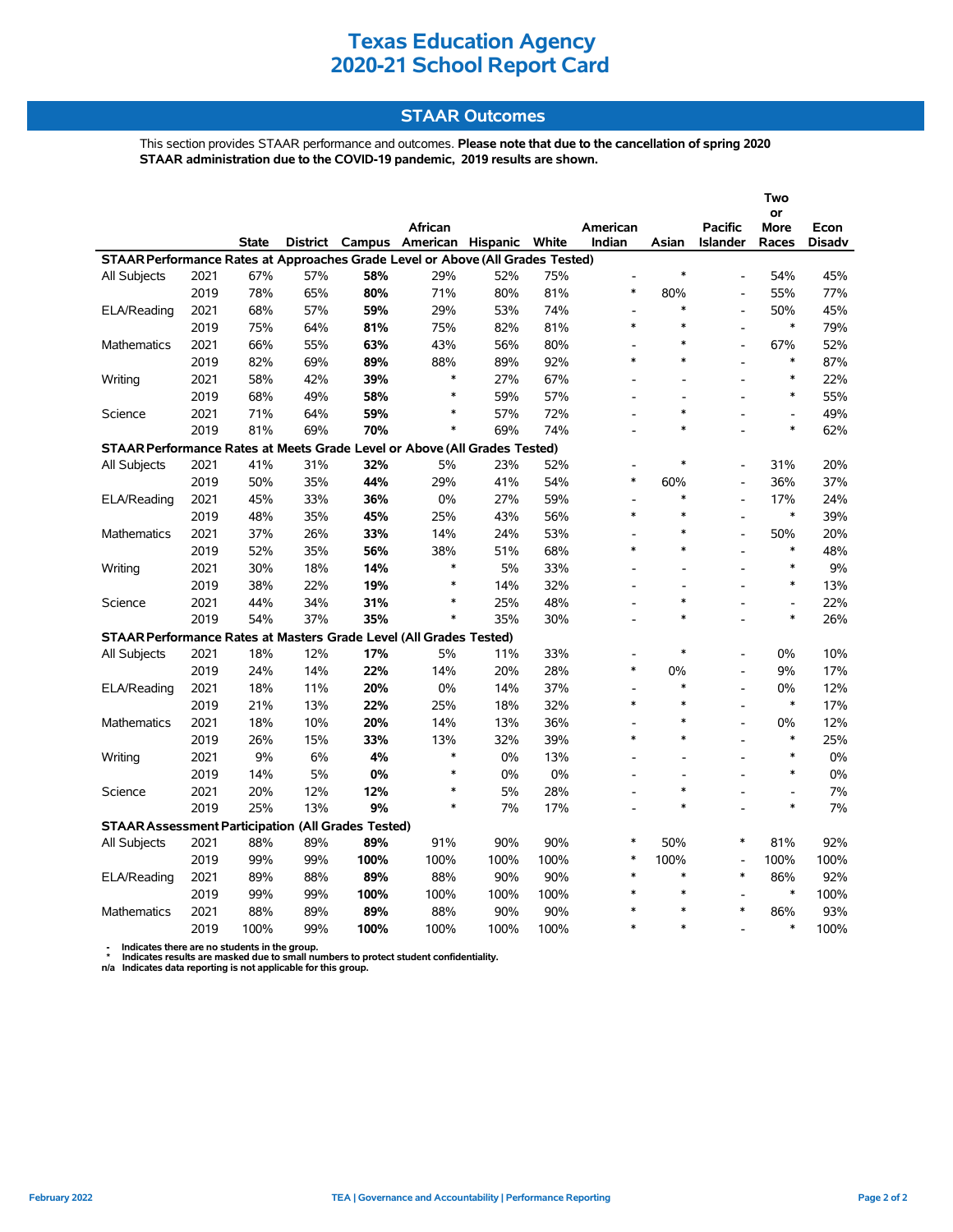# Texas Education Agency
# 2020-21 School Report Card

## STAAR Outcomes

This section provides STAAR performance and outcomes. **Please note that due to the cancellation of spring 2020 STAAR administration due to the COVID-19 pandemic, 2019 results are shown.**

| | | State | District | Campus | African American | Hispanic | White | American Indian | Asian | Pacific Islander | Two or More Races | Econ Disadv |
|---|---|---|---|---|---|---|---|---|---|---|---|---|
| **STAAR Performance Rates at Approaches Grade Level or Above (All Grades Tested)** | | | | | | | | | | | | |
| All Subjects | 2021 | 67% | 57% | **58%** | 29% | 52% | 75% | - | * | - | 54% | 45% |
| | 2019 | 78% | 65% | **80%** | 71% | 80% | 81% | * | 80% | - | 55% | 77% |
| ELA/Reading | 2021 | 68% | 57% | **59%** | 29% | 53% | 74% | - | * | - | 50% | 45% |
| | 2019 | 75% | 64% | **81%** | 75% | 82% | 81% | * | * | - | * | 79% |
| Mathematics | 2021 | 66% | 55% | **63%** | 43% | 56% | 80% | - | * | - | 67% | 52% |
| | 2019 | 82% | 69% | **89%** | 88% | 89% | 92% | * | * | - | * | 87% |
| Writing | 2021 | 58% | 42% | **39%** | * | 27% | 67% | - | - | - | * | 22% |
| | 2019 | 68% | 49% | **58%** | * | 59% | 57% | - | - | - | * | 55% |
| Science | 2021 | 71% | 64% | **59%** | * | 57% | 72% | - | * | - | - | 49% |
| | 2019 | 81% | 69% | **70%** | * | 69% | 74% | - | * | - | * | 62% |
| **STAAR Performance Rates at Meets Grade Level or Above (All Grades Tested)** | | | | | | | | | | | | |
| All Subjects | 2021 | 41% | 31% | **32%** | 5% | 23% | 52% | - | * | - | 31% | 20% |
| | 2019 | 50% | 35% | **44%** | 29% | 41% | 54% | * | 60% | - | 36% | 37% |
| ELA/Reading | 2021 | 45% | 33% | **36%** | 0% | 27% | 59% | - | * | - | 17% | 24% |
| | 2019 | 48% | 35% | **45%** | 25% | 43% | 56% | * | * | - | * | 39% |
| Mathematics | 2021 | 37% | 26% | **33%** | 14% | 24% | 53% | - | * | - | 50% | 20% |
| | 2019 | 52% | 35% | **56%** | 38% | 51% | 68% | * | * | - | * | 48% |
| Writing | 2021 | 30% | 18% | **14%** | * | 5% | 33% | - | - | - | * | 9% |
| | 2019 | 38% | 22% | **19%** | * | 14% | 32% | - | - | - | * | 13% |
| Science | 2021 | 44% | 34% | **31%** | * | 25% | 48% | - | * | - | - | 22% |
| | 2019 | 54% | 37% | **35%** | * | 35% | 30% | - | * | - | * | 26% |
| **STAAR Performance Rates at Masters Grade Level (All Grades Tested)** | | | | | | | | | | | | |
| All Subjects | 2021 | 18% | 12% | **17%** | 5% | 11% | 33% | - | * | - | 0% | 10% |
| | 2019 | 24% | 14% | **22%** | 14% | 20% | 28% | * | 0% | - | 9% | 17% |
| ELA/Reading | 2021 | 18% | 11% | **20%** | 0% | 14% | 37% | - | * | - | 0% | 12% |
| | 2019 | 21% | 13% | **22%** | 25% | 18% | 32% | * | * | - | * | 17% |
| Mathematics | 2021 | 18% | 10% | **20%** | 14% | 13% | 36% | - | * | - | 0% | 12% |
| | 2019 | 26% | 15% | **33%** | 13% | 32% | 39% | * | * | - | * | 25% |
| Writing | 2021 | 9% | 6% | **4%** | * | 0% | 13% | - | - | - | * | 0% |
| | 2019 | 14% | 5% | **0%** | * | 0% | 0% | - | - | - | * | 0% |
| Science | 2021 | 20% | 12% | **12%** | * | 5% | 28% | - | * | - | - | 7% |
| | 2019 | 25% | 13% | **9%** | * | 7% | 17% | - | * | - | * | 7% |
| **STAAR Assessment Participation (All Grades Tested)** | | | | | | | | | | | | |
| All Subjects | 2021 | 88% | 89% | **89%** | 91% | 90% | 90% | * | 50% | * | 81% | 92% |
| | 2019 | 99% | 99% | **100%** | 100% | 100% | 100% | * | 100% | - | 100% | 100% |
| ELA/Reading | 2021 | 89% | 88% | **89%** | 88% | 90% | 90% | * | * | * | 86% | 92% |
| | 2019 | 99% | 99% | **100%** | 100% | 100% | 100% | * | * | - | * | 100% |
| Mathematics | 2021 | 88% | 89% | **89%** | 88% | 90% | 90% | * | * | * | 86% | 93% |
| | 2019 | 100% | 99% | **100%** | 100% | 100% | 100% | * | * | - | * | 100% |

- Indicates there are no students in the group.
* Indicates results are masked due to small numbers to protect student confidentiality.
n/a Indicates data reporting is not applicable for this group.